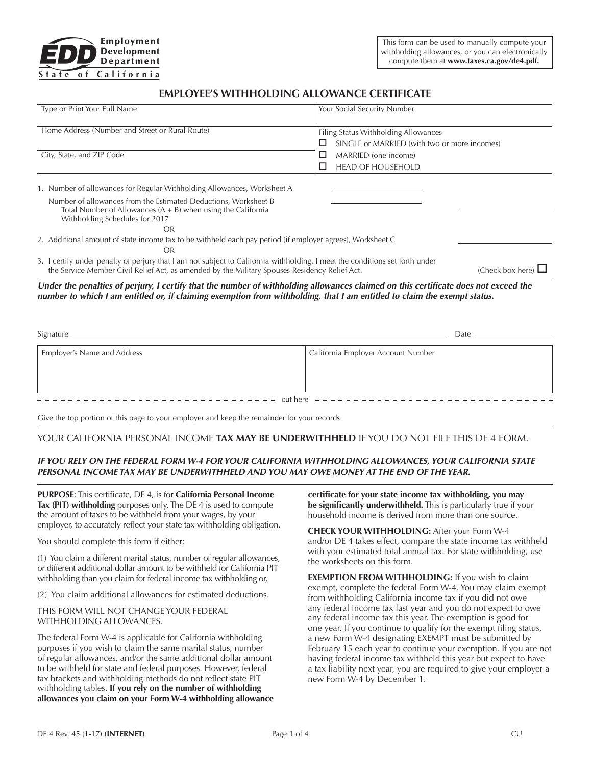Employment Development Department
State of California

This form can be used to manually compute your withholding allowances, or you can electronically compute them at **www.taxes.ca.gov/de4.pdf.**

# EMPLOYEE'S WITHHOLDING ALLOWANCE CERTIFICATE

| Type or Print Your Full Name | Your Social Security Number |
|---|---|
| Home Address (Number and Street or Rural Route) | Filing Status Withholding Allowances<br>☐ SINGLE or MARRIED (with two or more incomes) |
| City, State, and ZIP Code | ☐ MARRIED (one income)<br>☐ HEAD OF HOUSEHOLD |

1. Number of allowances for Regular Withholding Allowances, Worksheet A ______

   Number of allowances from the Estimated Deductions, Worksheet B ______

   Total Number of Allowances (A + B) when using the California Withholding Schedules for 2017 ______

   OR

2. Additional amount of state income tax to be withheld each pay period (if employer agrees), Worksheet C ______

   OR

3. I certify under penalty of perjury that I am not subject to California withholding. I meet the conditions set forth under the Service Member Civil Relief Act, as amended by the Military Spouses Residency Relief Act. (Check box here) ☐

***Under the penalties of perjury, I certify that the number of withholding allowances claimed on this certificate does not exceed the number to which I am entitled or, if claiming exemption from withholding, that I am entitled to claim the exempt status.***

Signature ______________________ Date ______

| Employer's Name and Address | California Employer Account Number |
|---|---|
| | |

- - - - - - - - - - cut here - - - - - - - - - -

Give the top portion of this page to your employer and keep the remainder for your records.

YOUR CALIFORNIA PERSONAL INCOME **TAX MAY BE UNDERWITHHELD** IF YOU DO NOT FILE THIS DE 4 FORM.

***IF YOU RELY ON THE FEDERAL FORM W-4 FOR YOUR CALIFORNIA WITHHOLDING ALLOWANCES, YOUR CALIFORNIA STATE PERSONAL INCOME TAX MAY BE UNDERWITHHELD AND YOU MAY OWE MONEY AT THE END OF THE YEAR.***

**PURPOSE**: This certificate, DE 4, is for **California Personal Income Tax (PIT) withholding** purposes only. The DE 4 is used to compute the amount of taxes to be withheld from your wages, by your employer, to accurately reflect your state tax withholding obligation.

You should complete this form if either:

(1) You claim a different marital status, number of regular allowances, or different additional dollar amount to be withheld for California PIT withholding than you claim for federal income tax withholding or,

(2) You claim additional allowances for estimated deductions.

THIS FORM WILL NOT CHANGE YOUR FEDERAL WITHHOLDING ALLOWANCES.

The federal Form W-4 is applicable for California withholding purposes if you wish to claim the same marital status, number of regular allowances, and/or the same additional dollar amount to be withheld for state and federal purposes. However, federal tax brackets and withholding methods do not reflect state PIT withholding tables. **If you rely on the number of withholding allowances you claim on your Form W-4 withholding allowance certificate for your state income tax withholding, you may be significantly underwithheld.** This is particularly true if your household income is derived from more than one source.

**CHECK YOUR WITHHOLDING:** After your Form W-4 and/or DE 4 takes effect, compare the state income tax withheld with your estimated total annual tax. For state withholding, use the worksheets on this form.

**EXEMPTION FROM WITHHOLDING:** If you wish to claim exempt, complete the federal Form W-4. You may claim exempt from withholding California income tax if you did not owe any federal income tax last year and you do not expect to owe any federal income tax this year. The exemption is good for one year. If you continue to qualify for the exempt filing status, a new Form W-4 designating EXEMPT must be submitted by February 15 each year to continue your exemption. If you are not having federal income tax withheld this year but expect to have a tax liability next year, you are required to give your employer a new Form W-4 by December 1.

DE 4 Rev. 45 (1-17) **(INTERNET)** CU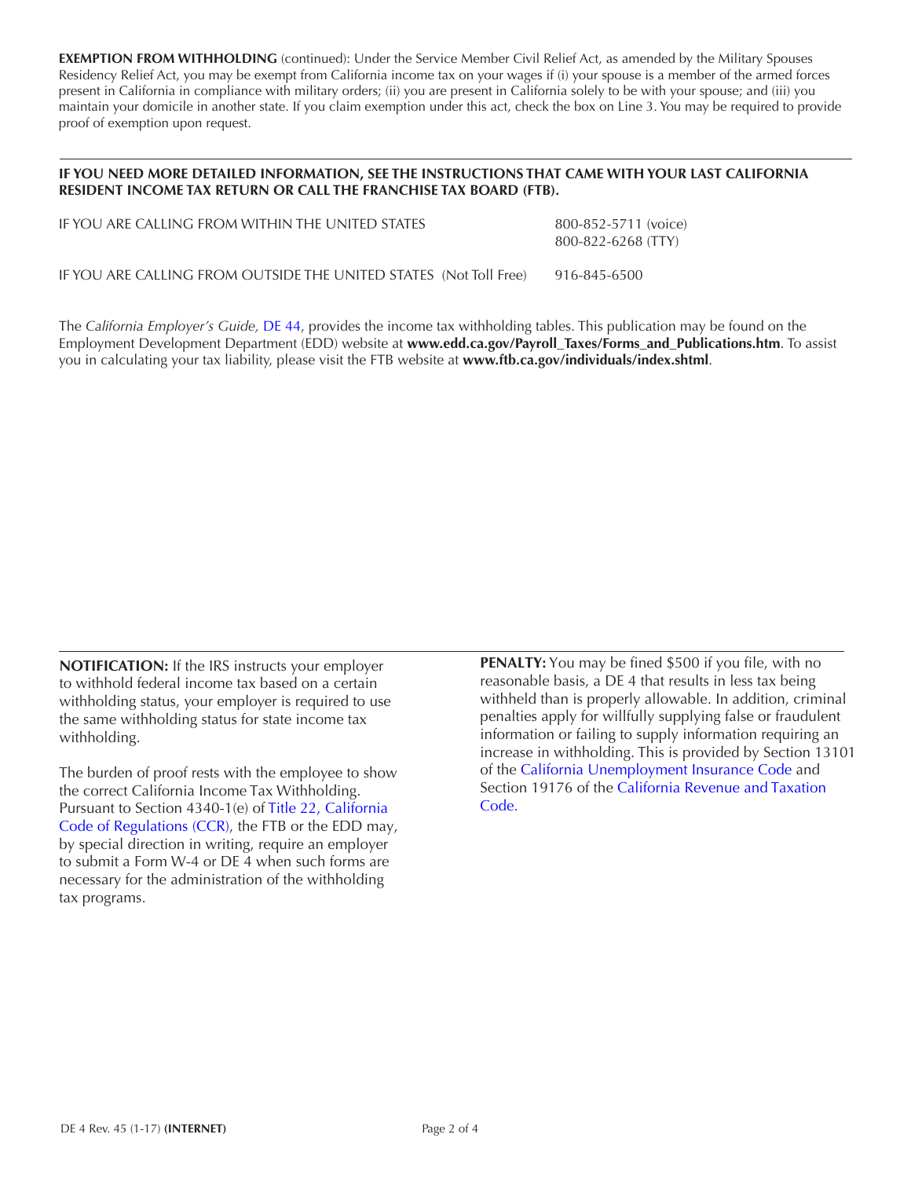**EXEMPTION FROM WITHHOLDING** (continued): Under the Service Member Civil Relief Act, as amended by the Military Spouses Residency Relief Act, you may be exempt from California income tax on your wages if (i) your spouse is a member of the armed forces present in California in compliance with military orders; (ii) you are present in California solely to be with your spouse; and (iii) you maintain your domicile in another state. If you claim exemption under this act, check the box on Line 3. You may be required to provide proof of exemption upon request.

**IF YOU NEED MORE DETAILED INFORMATION, SEE THE INSTRUCTIONS THAT CAME WITH YOUR LAST CALIFORNIA RESIDENT INCOME TAX RETURN OR CALL THE FRANCHISE TAX BOARD (FTB).**

| | |
|---|---|
| IF YOU ARE CALLING FROM WITHIN THE UNITED STATES | 800-852-5711 (voice)<br>800-822-6268 (TTY) |
| IF YOU ARE CALLING FROM OUTSIDE THE UNITED STATES (Not Toll Free) | 916-845-6500 |

The *California Employer's Guide,* DE 44, provides the income tax withholding tables. This publication may be found on the Employment Development Department (EDD) website at **www.edd.ca.gov/Payroll_Taxes/Forms_and_Publications.htm**. To assist you in calculating your tax liability, please visit the FTB website at **www.ftb.ca.gov/individuals/index.shtml**.

**NOTIFICATION:** If the IRS instructs your employer to withhold federal income tax based on a certain withholding status, your employer is required to use the same withholding status for state income tax withholding.

The burden of proof rests with the employee to show the correct California Income Tax Withholding. Pursuant to Section 4340-1(e) of Title 22, California Code of Regulations (CCR), the FTB or the EDD may, by special direction in writing, require an employer to submit a Form W-4 or DE 4 when such forms are necessary for the administration of the withholding tax programs.

**PENALTY:** You may be fined $500 if you file, with no reasonable basis, a DE 4 that results in less tax being withheld than is properly allowable. In addition, criminal penalties apply for willfully supplying false or fraudulent information or failing to supply information requiring an increase in withholding. This is provided by Section 13101 of the California Unemployment Insurance Code and Section 19176 of the California Revenue and Taxation Code.

DE 4 Rev. 45 (1-17) **(INTERNET)**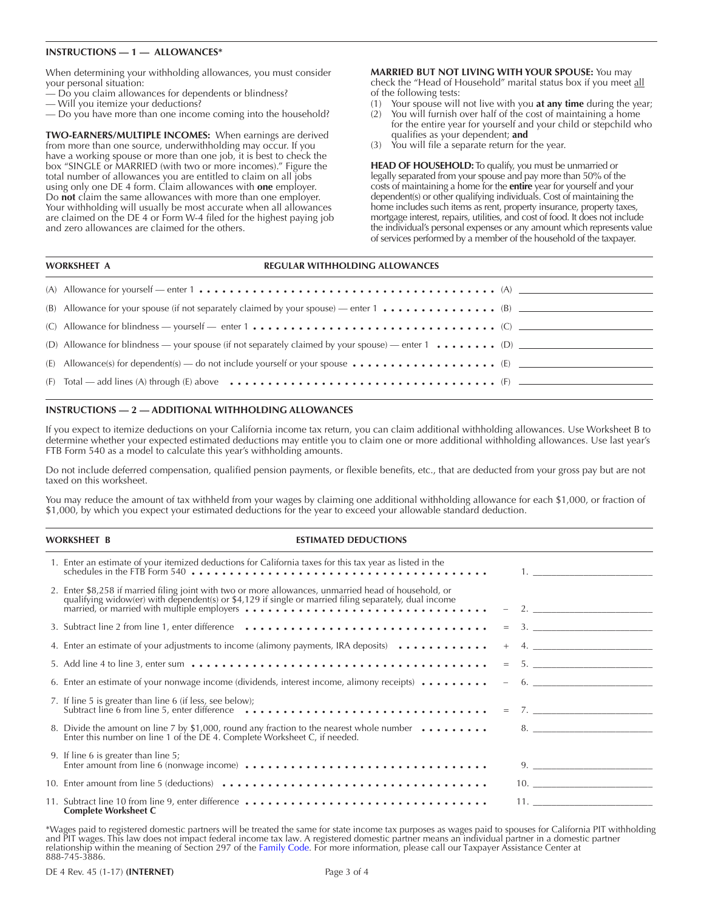## INSTRUCTIONS — 1 — ALLOWANCES*

When determining your withholding allowances, you must consider your personal situation:

— Do you claim allowances for dependents or blindness?
— Will you itemize your deductions?
— Do you have more than one income coming into the household?

**TWO-EARNERS/MULTIPLE INCOMES:** When earnings are derived from more than one source, underwithholding may occur. If you have a working spouse or more than one job, it is best to check the box "SINGLE or MARRIED (with two or more incomes)." Figure the total number of allowances you are entitled to claim on all jobs using only one DE 4 form. Claim allowances with **one** employer. Do **not** claim the same allowances with more than one employer. Your withholding will usually be most accurate when all allowances are claimed on the DE 4 or Form W-4 filed for the highest paying job and zero allowances are claimed for the others.

**MARRIED BUT NOT LIVING WITH YOUR SPOUSE:** You may check the "Head of Household" marital status box if you meet all of the following tests:

(1) Your spouse will not live with you **at any time** during the year;
(2) You will furnish over half of the cost of maintaining a home for the entire year for yourself and your child or stepchild who qualifies as your dependent; **and**
(3) You will file a separate return for the year.

**HEAD OF HOUSEHOLD:** To qualify, you must be unmarried or legally separated from your spouse and pay more than 50% of the costs of maintaining a home for the **entire** year for yourself and your dependent(s) or other qualifying individuals. Cost of maintaining the home includes such items as rent, property insurance, property taxes, mortgage interest, repairs, utilities, and cost of food. It does not include the individual's personal expenses or any amount which represents value of services performed by a member of the household of the taxpayer.

## WORKSHEET A — REGULAR WITHHOLDING ALLOWANCES

| | | |
|---|---|---|
| (A) | Allowance for yourself — enter 1 | (A) ______ |
| (B) | Allowance for your spouse (if not separately claimed by your spouse) — enter 1 | (B) ______ |
| (C) | Allowance for blindness — yourself — enter 1 | (C) ______ |
| (D) | Allowance for blindness — your spouse (if not separately claimed by your spouse) — enter 1 | (D) ______ |
| (E) | Allowance(s) for dependent(s) — do not include yourself or your spouse | (E) ______ |
| (F) | Total — add lines (A) through (E) above | (F) ______ |

## INSTRUCTIONS — 2 — ADDITIONAL WITHHOLDING ALLOWANCES

If you expect to itemize deductions on your California income tax return, you can claim additional withholding allowances. Use Worksheet B to determine whether your expected estimated deductions may entitle you to claim one or more additional withholding allowances. Use last year's FTB Form 540 as a model to calculate this year's withholding amounts.

Do not include deferred compensation, qualified pension payments, or flexible benefits, etc., that are deducted from your gross pay but are not taxed on this worksheet.

You may reduce the amount of tax withheld from your wages by claiming one additional withholding allowance for each $1,000, or fraction of $1,000, by which you expect your estimated deductions for the year to exceed your allowable standard deduction.

## WORKSHEET B — ESTIMATED DEDUCTIONS

| | | |
|---|---|---|
| 1. | Enter an estimate of your itemized deductions for California taxes for this tax year as listed in the schedules in the FTB Form 540 | 1. ______ |
| 2. | Enter $8,258 if married filing joint with two or more allowances, unmarried head of household, or qualifying widow(er) with dependent(s) or $4,129 if single or married filing separately, dual income married, or married with multiple employers | − 2. ______ |
| 3. | Subtract line 2 from line 1, enter difference | = 3. ______ |
| 4. | Enter an estimate of your adjustments to income (alimony payments, IRA deposits) | + 4. ______ |
| 5. | Add line 4 to line 3, enter sum | = 5. ______ |
| 6. | Enter an estimate of your nonwage income (dividends, interest income, alimony receipts) | − 6. ______ |
| 7. | If line 5 is greater than line 6 (if less, see below); Subtract line 6 from line 5, enter difference | = 7. ______ |
| 8. | Divide the amount on line 7 by $1,000, round any fraction to the nearest whole number. Enter this number on line 1 of the DE 4. Complete Worksheet C, if needed. | 8. ______ |
| 9. | If line 6 is greater than line 5; Enter amount from line 6 (nonwage income) | 9. ______ |
| 10. | Enter amount from line 5 (deductions) | 10. ______ |
| 11. | Subtract line 10 from line 9, enter difference **Complete Worksheet C** | 11. ______ |

*Wages paid to registered domestic partners will be treated the same for state income tax purposes as wages paid to spouses for California PIT withholding and PIT wages. This law does not impact federal income tax law. A registered domestic partner means an individual partner in a domestic partner relationship within the meaning of Section 297 of the Family Code. For more information, please call our Taxpayer Assistance Center at 888-745-3886.

DE 4 Rev. 45 (1-17) **(INTERNET)**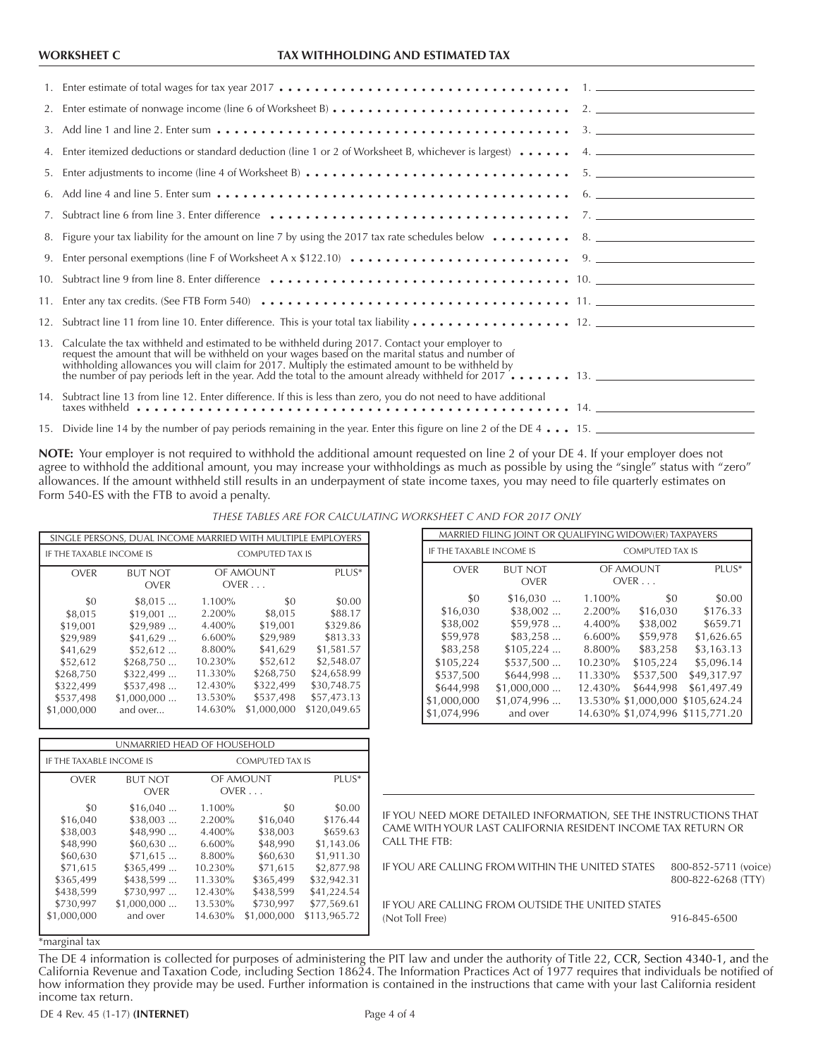**WORKSHEET C** **TAX WITHHOLDING AND ESTIMATED TAX**

1. Enter estimate of total wages for tax year 2017 . . . . . . . . . . . . . . . . . . . . . . . . . . . . . . . . 1. ______
2. Enter estimate of nonwage income (line 6 of Worksheet B) . . . . . . . . . . . . . . . . . . . . . . . . . . 2. ______
3. Add line 1 and line 2. Enter sum . . . . . . . . . . . . . . . . . . . . . . . . . . . . . . . . . . . . . . . . 3. ______
4. Enter itemized deductions or standard deduction (line 1 or 2 of Worksheet B, whichever is largest) . . . . . . 4. ______
5. Enter adjustments to income (line 4 of Worksheet B) . . . . . . . . . . . . . . . . . . . . . . . . . . . . 5. ______
6. Add line 4 and line 5. Enter sum . . . . . . . . . . . . . . . . . . . . . . . . . . . . . . . . . . . . . . . . 6. ______
7. Subtract line 6 from line 3. Enter difference . . . . . . . . . . . . . . . . . . . . . . . . . . . . . . . . . 7. ______
8. Figure your tax liability for the amount on line 7 by using the 2017 tax rate schedules below . . . . . . . . . 8. ______
9. Enter personal exemptions (line F of Worksheet A x $122.10) . . . . . . . . . . . . . . . . . . . . . . . . 9. ______
10. Subtract line 9 from line 8. Enter difference . . . . . . . . . . . . . . . . . . . . . . . . . . . . . . . . 10. ______
11. Enter any tax credits. (See FTB Form 540) . . . . . . . . . . . . . . . . . . . . . . . . . . . . . . . . . 11. ______
12. Subtract line 11 from line 10. Enter difference. This is your total tax liability . . . . . . . . . . . . . . . . . 12. ______
13. Calculate the tax withheld and estimated to be withheld during 2017. Contact your employer to request the amount that will be withheld on your wages based on the marital status and number of withholding allowances you will claim for 2017. Multiply the estimated amount to be withheld by the number of pay periods left in the year. Add the total to the amount already withheld for 2017 . . . . . . 13. ______
14. Subtract line 13 from line 12. Enter difference. If this is less than zero, you do not need to have additional taxes withheld . . . . . . . . . . . . . . . . . . . . . . . . . . . . . . . . . . . . . . . . . . . . . . . 14. ______
15. Divide line 14 by the number of pay periods remaining in the year. Enter this figure on line 2 of the DE 4 . . . 15. ______

**NOTE:** Your employer is not required to withhold the additional amount requested on line 2 of your DE 4. If your employer does not agree to withhold the additional amount, you may increase your withholdings as much as possible by using the "single" status with "zero" allowances. If the amount withheld still results in an underpayment of state income taxes, you may need to file quarterly estimates on Form 540-ES with the FTB to avoid a penalty.

*THESE TABLES ARE FOR CALCULATING WORKSHEET C AND FOR 2017 ONLY*

| SINGLE PERSONS, DUAL INCOME MARRIED WITH MULTIPLE EMPLOYERS | | | | |
|---|---|---|---|---|
| IF THE TAXABLE INCOME IS | | COMPUTED TAX IS | | |
| OVER | BUT NOT OVER | | OF AMOUNT OVER . . . | PLUS* |
| $0 | $8,015 ... | 1.100% | $0 | $0.00 |
| $8,015 | $19,001 ... | 2.200% | $8,015 | $88.17 |
| $19,001 | $29,989 ... | 4.400% | $19,001 | $329.86 |
| $29,989 | $41,629 ... | 6.600% | $29,989 | $813.33 |
| $41,629 | $52,612 ... | 8.800% | $41,629 | $1,581.57 |
| $52,612 | $268,750 ... | 10.230% | $52,612 | $2,548.07 |
| $268,750 | $322,499 ... | 11.330% | $268,750 | $24,658.99 |
| $322,499 | $537,498 ... | 12.430% | $322,499 | $30,748.75 |
| $537,498 | $1,000,000 ... | 13.530% | $537,498 | $57,473.13 |
| $1,000,000 | and over... | 14.630% | $1,000,000 | $120,049.65 |

| MARRIED FILING JOINT OR QUALIFYING WIDOW(ER) TAXPAYERS | | | | |
|---|---|---|---|---|
| IF THE TAXABLE INCOME IS | | COMPUTED TAX IS | | |
| OVER | BUT NOT OVER | | OF AMOUNT OVER . . . | PLUS* |
| $0 | $16,030 ... | 1.100% | $0 | $0.00 |
| $16,030 | $38,002 ... | 2.200% | $16,030 | $176.33 |
| $38,002 | $59,978 ... | 4.400% | $38,002 | $659.71 |
| $59,978 | $83,258 ... | 6.600% | $59,978 | $1,626.65 |
| $83,258 | $105,224 ... | 8.800% | $83,258 | $3,163.13 |
| $105,224 | $537,500 ... | 10.230% | $105,224 | $5,096.14 |
| $537,500 | $644,998 ... | 11.330% | $537,500 | $49,317.97 |
| $644,998 | $1,000,000 ... | 12.430% | $644,998 | $61,497.49 |
| $1,000,000 | $1,074,996 ... | 13.530% | $1,000,000 | $105,624.24 |
| $1,074,996 | and over | 14.630% | $1,074,996 | $115,771.20 |

| UNMARRIED HEAD OF HOUSEHOLD | | | | |
|---|---|---|---|---|
| IF THE TAXABLE INCOME IS | | COMPUTED TAX IS | | |
| OVER | BUT NOT OVER | | OF AMOUNT OVER . . . | PLUS* |
| $0 | $16,040 ... | 1.100% | $0 | $0.00 |
| $16,040 | $38,003 ... | 2.200% | $16,040 | $176.44 |
| $38,003 | $48,990 ... | 4.400% | $38,003 | $659.63 |
| $48,990 | $60,630 ... | 6.600% | $48,990 | $1,143.06 |
| $60,630 | $71,615 ... | 8.800% | $60,630 | $1,911.30 |
| $71,615 | $365,499 ... | 10.230% | $71,615 | $2,877.98 |
| $365,499 | $438,599 ... | 11.330% | $365,499 | $32,942.31 |
| $438,599 | $730,997 ... | 12.430% | $438,599 | $41,224.54 |
| $730,997 | $1,000,000 ... | 13.530% | $730,997 | $77,569.61 |
| $1,000,000 | and over | 14.630% | $1,000,000 | $113,965.72 |

*marginal tax

IF YOU NEED MORE DETAILED INFORMATION, SEE THE INSTRUCTIONS THAT CAME WITH YOUR LAST CALIFORNIA RESIDENT INCOME TAX RETURN OR CALL THE FTB:

IF YOU ARE CALLING FROM WITHIN THE UNITED STATES 800-852-5711 (voice) 800-822-6268 (TTY)

IF YOU ARE CALLING FROM OUTSIDE THE UNITED STATES (Not Toll Free) 916-845-6500

The DE 4 information is collected for purposes of administering the PIT law and under the authority of Title 22, CCR, Section 4340-1, and the California Revenue and Taxation Code, including Section 18624. The Information Practices Act of 1977 requires that individuals be notified of how information they provide may be used. Further information is contained in the instructions that came with your last California resident income tax return.

DE 4 Rev. 45 (1-17) **(INTERNET)**